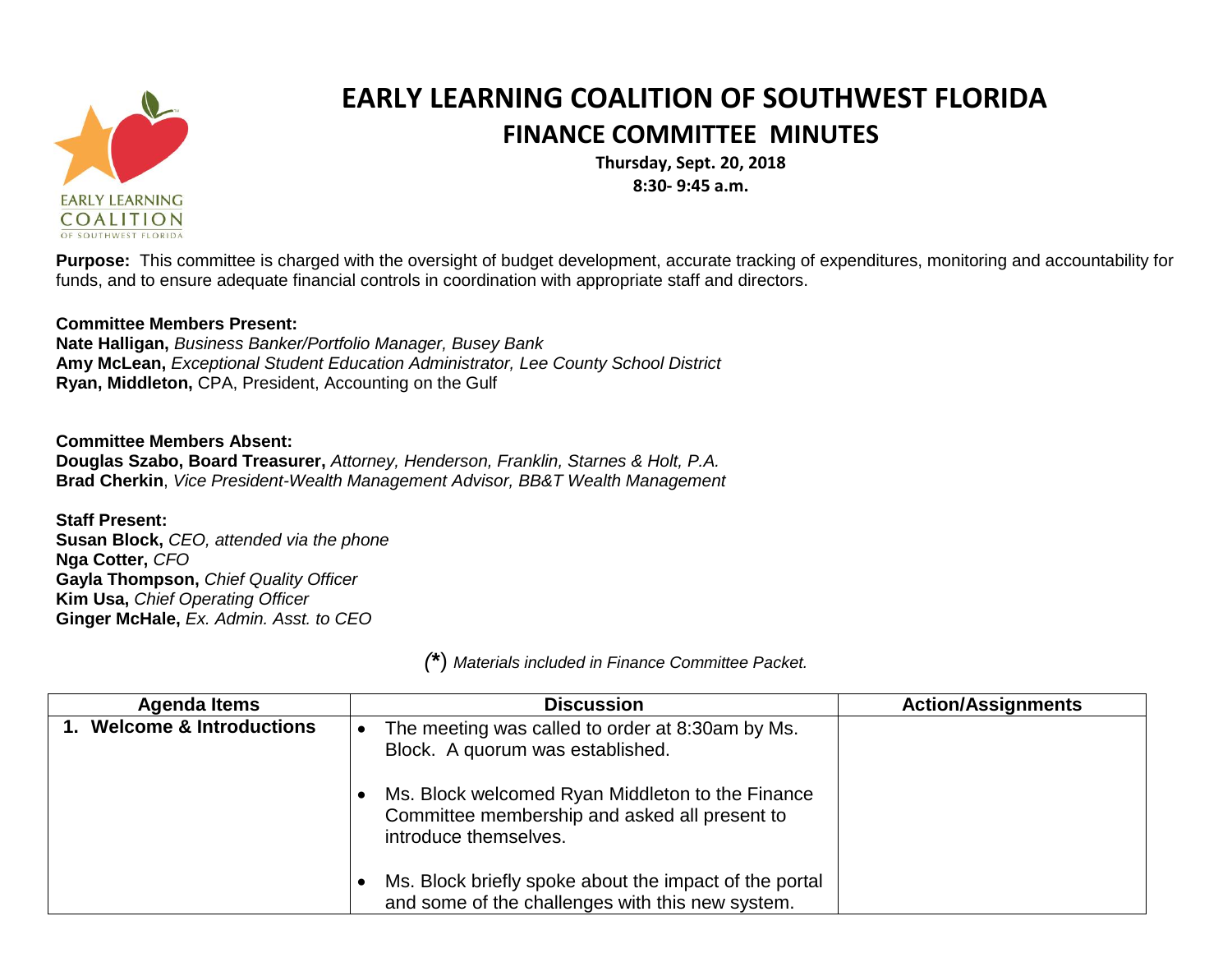# EARLY LEARNING COALITION OF SOUTHWEST FLORIDA

## FINANCE COMMITTEE MINUTES

**Thursday, Sept. 20, 2018**
**8:30- 9:45 a.m.**

**Purpose:** This committee is charged with the oversight of budget development, accurate tracking of expenditures, monitoring and accountability for funds, and to ensure adequate financial controls in coordination with appropriate staff and directors.

**Committee Members Present:**
**Nate Halligan,** *Business Banker/Portfolio Manager, Busey Bank*
**Amy McLean,** *Exceptional Student Education Administrator, Lee County School District*
**Ryan, Middleton,** CPA, President, Accounting on the Gulf

**Committee Members Absent:**
**Douglas Szabo, Board Treasurer,** *Attorney, Henderson, Franklin, Starnes & Holt, P.A.*
**Brad Cherkin**, *Vice President-Wealth Management Advisor, BB&T Wealth Management*

**Staff Present:**
**Susan Block,** *CEO, attended via the phone*
**Nga Cotter,** *CFO*
**Gayla Thompson,** *Chief Quality Officer*
**Kim Usa,** *Chief Operating Officer*
**Ginger McHale,** *Ex. Admin. Asst. to CEO*

*(*) Materials included in Finance Committee Packet.*

| Agenda Items | Discussion | Action/Assignments |
|---|---|---|
| **1. Welcome & Introductions** | • The meeting was called to order at 8:30am by Ms. Block. A quorum was established.<br><br>• Ms. Block welcomed Ryan Middleton to the Finance Committee membership and asked all present to introduce themselves.<br><br>• Ms. Block briefly spoke about the impact of the portal and some of the challenges with this new system. | |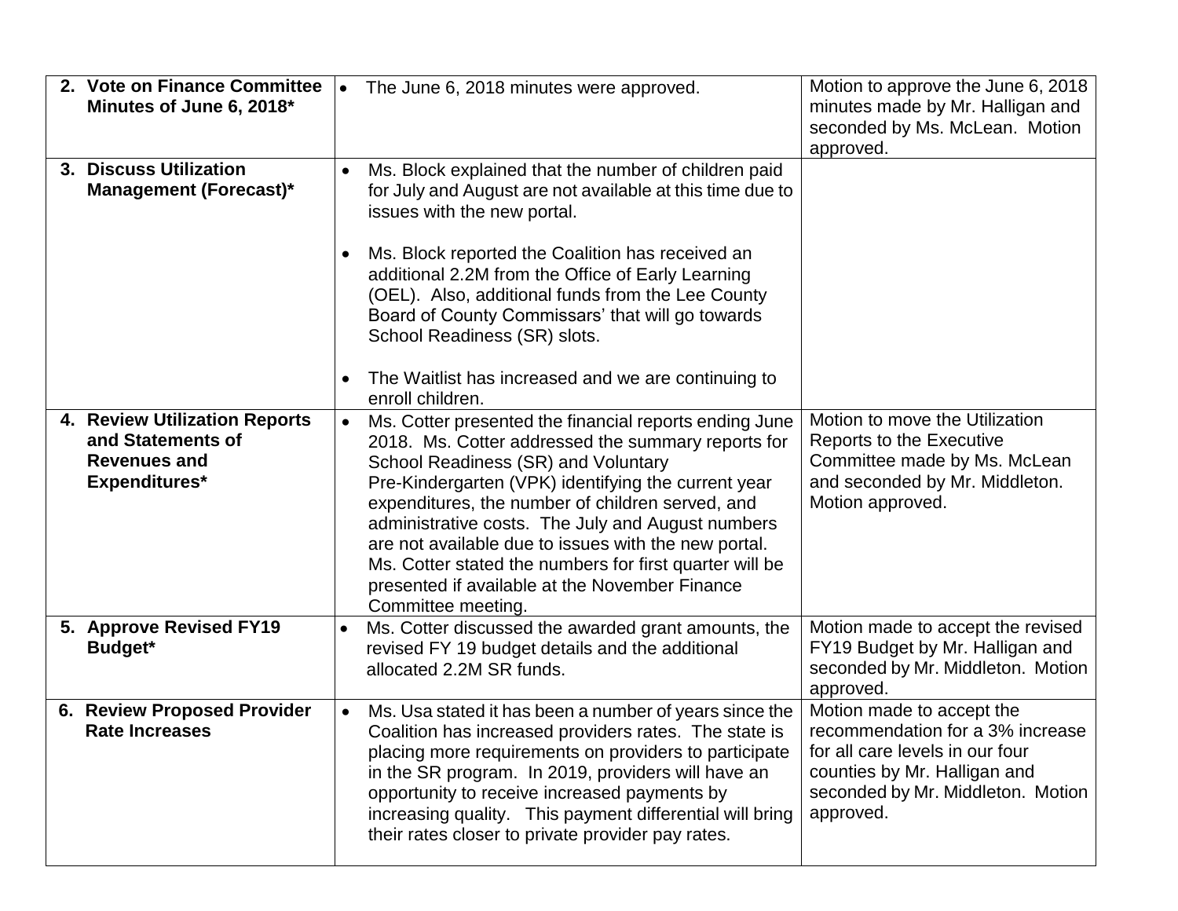| | | |
|---|---|---|
| **2. Vote on Finance Committee Minutes of June 6, 2018*** | • The June 6, 2018 minutes were approved. | Motion to approve the June 6, 2018 minutes made by Mr. Halligan and seconded by Ms. McLean. Motion approved. |
| **3. Discuss Utilization Management (Forecast)*** | • Ms. Block explained that the number of children paid for July and August are not available at this time due to issues with the new portal.<br><br>• Ms. Block reported the Coalition has received an additional 2.2M from the Office of Early Learning (OEL). Also, additional funds from the Lee County Board of County Commissars' that will go towards School Readiness (SR) slots.<br><br>• The Waitlist has increased and we are continuing to enroll children. | |
| **4. Review Utilization Reports and Statements of Revenues and Expenditures*** | • Ms. Cotter presented the financial reports ending June 2018. Ms. Cotter addressed the summary reports for School Readiness (SR) and Voluntary Pre-Kindergarten (VPK) identifying the current year expenditures, the number of children served, and administrative costs. The July and August numbers are not available due to issues with the new portal. Ms. Cotter stated the numbers for first quarter will be presented if available at the November Finance Committee meeting. | Motion to move the Utilization Reports to the Executive Committee made by Ms. McLean and seconded by Mr. Middleton. Motion approved. |
| **5. Approve Revised FY19 Budget*** | • Ms. Cotter discussed the awarded grant amounts, the revised FY 19 budget details and the additional allocated 2.2M SR funds. | Motion made to accept the revised FY19 Budget by Mr. Halligan and seconded by Mr. Middleton. Motion approved. |
| **6. Review Proposed Provider Rate Increases** | • Ms. Usa stated it has been a number of years since the Coalition has increased providers rates. The state is placing more requirements on providers to participate in the SR program. In 2019, providers will have an opportunity to receive increased payments by increasing quality. This payment differential will bring their rates closer to private provider pay rates. | Motion made to accept the recommendation for a 3% increase for all care levels in our four counties by Mr. Halligan and seconded by Mr. Middleton. Motion approved. |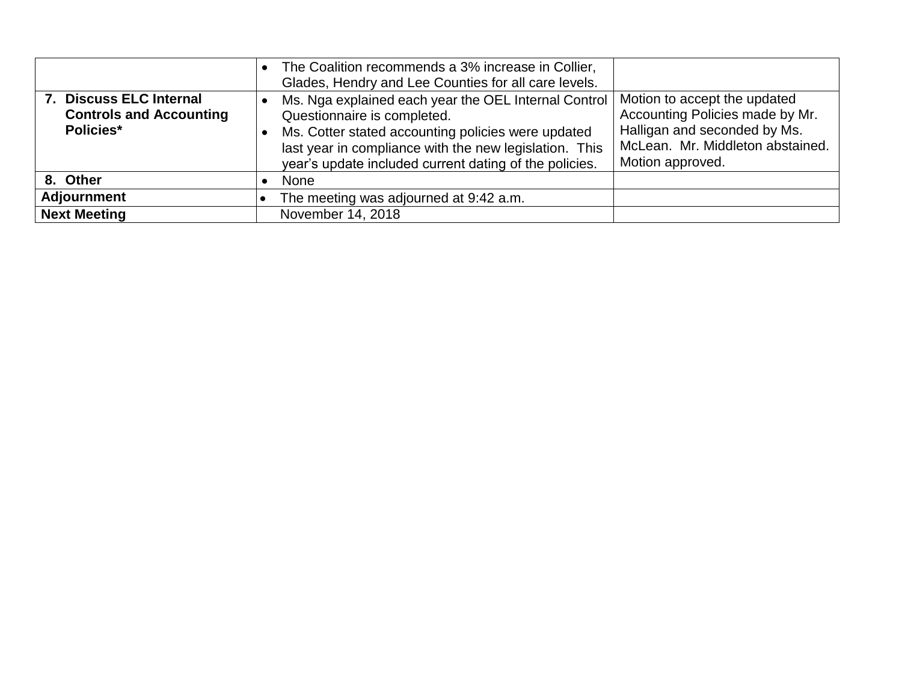| | | |
|---|---|---|
| | • The Coalition recommends a 3% increase in Collier, Glades, Hendry and Lee Counties for all care levels. | |
| **7. Discuss ELC Internal Controls and Accounting Policies*** | • Ms. Nga explained each year the OEL Internal Control Questionnaire is completed.<br>• Ms. Cotter stated accounting policies were updated last year in compliance with the new legislation. This year's update included current dating of the policies. | Motion to accept the updated Accounting Policies made by Mr. Halligan and seconded by Ms. McLean. Mr. Middleton abstained. Motion approved. |
| **8. Other** | • None | |
| **Adjournment** | • The meeting was adjourned at 9:42 a.m. | |
| **Next Meeting** | November 14, 2018 | |